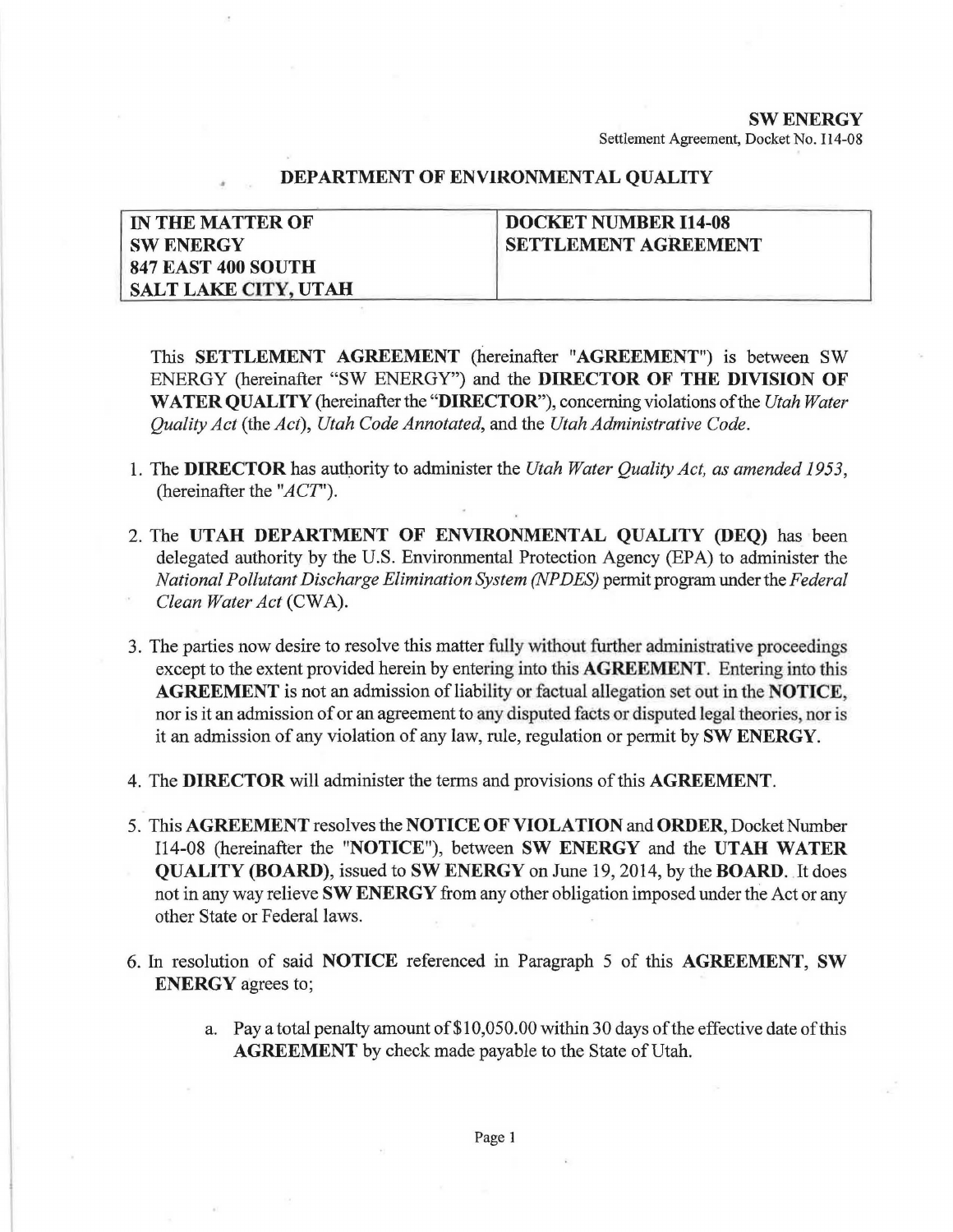## DEPARTMENT OF ENVIRONMENTAL QUALITY

| IN THE MATTER OF SW ENERGY 847 EAST 400 SOUTH SALT LAKE CITY, UTAH | DOCKET NUMBER I14-08 SETTLEMENT AGREEMENT |
|---|---|

This **SETTLEMENT AGREEMENT** (hereinafter "**AGREEMENT**") is between SW ENERGY (hereinafter "SW ENERGY") and the **DIRECTOR OF THE DIVISION OF WATER QUALITY** (hereinafter the "**DIRECTOR**"), concerning violations of the *Utah Water Quality Act* (the *Act*), *Utah Code Annotated*, and the *Utah Administrative Code*.

1. The **DIRECTOR** has authority to administer the *Utah Water Quality Act, as amended 1953*, (hereinafter the "*ACT*").

2. The **UTAH DEPARTMENT OF ENVIRONMENTAL QUALITY (DEQ)** has been delegated authority by the U.S. Environmental Protection Agency (EPA) to administer the *National Pollutant Discharge Elimination System (NPDES)* permit program under the *Federal Clean Water Act* (CWA).

3. The parties now desire to resolve this matter fully without further administrative proceedings except to the extent provided herein by entering into this **AGREEMENT**. Entering into this **AGREEMENT** is not an admission of liability or factual allegation set out in the **NOTICE**, nor is it an admission of or an agreement to any disputed facts or disputed legal theories, nor is it an admission of any violation of any law, rule, regulation or permit by **SW ENERGY**.

4. The **DIRECTOR** will administer the terms and provisions of this **AGREEMENT**.

5. This **AGREEMENT** resolves the **NOTICE OF VIOLATION** and **ORDER**, Docket Number I14-08 (hereinafter the "**NOTICE**"), between **SW ENERGY** and the **UTAH WATER QUALITY (BOARD)**, issued to **SW ENERGY** on June 19, 2014, by the **BOARD**. It does not in any way relieve **SW ENERGY** from any other obligation imposed under the Act or any other State or Federal laws.

6. In resolution of said **NOTICE** referenced in Paragraph 5 of this **AGREEMENT**, **SW ENERGY** agrees to;

   a. Pay a total penalty amount of $10,050.00 within 30 days of the effective date of this **AGREEMENT** by check made payable to the State of Utah.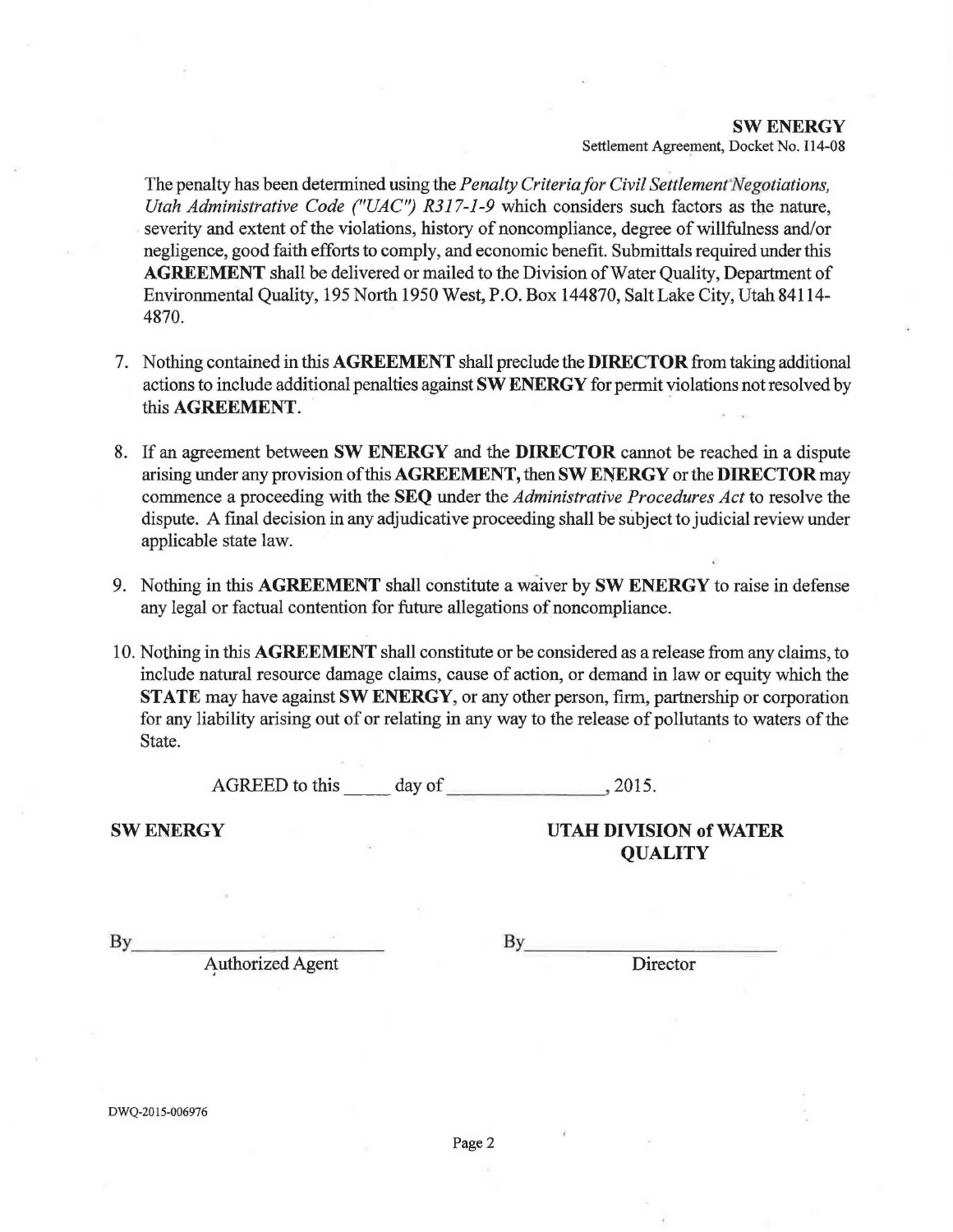The penalty has been determined using the *Penalty Criteria for Civil Settlement Negotiations, Utah Administrative Code ("UAC") R317-1-9* which considers such factors as the nature, severity and extent of the violations, history of noncompliance, degree of willfulness and/or negligence, good faith efforts to comply, and economic benefit. Submittals required under this **AGREEMENT** shall be delivered or mailed to the Division of Water Quality, Department of Environmental Quality, 195 North 1950 West, P.O. Box 144870, Salt Lake City, Utah 84114-4870.

7. Nothing contained in this **AGREEMENT** shall preclude the **DIRECTOR** from taking additional actions to include additional penalties against **SW ENERGY** for permit violations not resolved by this **AGREEMENT**.

8. If an agreement between **SW ENERGY** and the **DIRECTOR** cannot be reached in a dispute arising under any provision of this **AGREEMENT,** then **SW ENERGY** or the **DIRECTOR** may commence a proceeding with the **SEQ** under the *Administrative Procedures Act* to resolve the dispute. A final decision in any adjudicative proceeding shall be subject to judicial review under applicable state law.

9. Nothing in this **AGREEMENT** shall constitute a waiver by **SW ENERGY** to raise in defense any legal or factual contention for future allegations of noncompliance.

10. Nothing in this **AGREEMENT** shall constitute or be considered as a release from any claims, to include natural resource damage claims, cause of action, or demand in law or equity which the **STATE** may have against **SW ENERGY**, or any other person, firm, partnership or corporation for any liability arising out of or relating in any way to the release of pollutants to waters of the State.

AGREED to this \_\_\_\_ day of \_\_\_\_\_\_\_\_\_\_\_\_\_\_\_, 2015.

**SW ENERGY**

By\_\_\_\_\_\_\_\_\_\_\_\_\_\_\_\_\_\_\_\_\_\_\_\_
Authorized Agent

**UTAH DIVISION of WATER QUALITY**

By\_\_\_\_\_\_\_\_\_\_\_\_\_\_\_\_\_\_\_\_\_\_\_\_
Director

DWQ-2015-006976